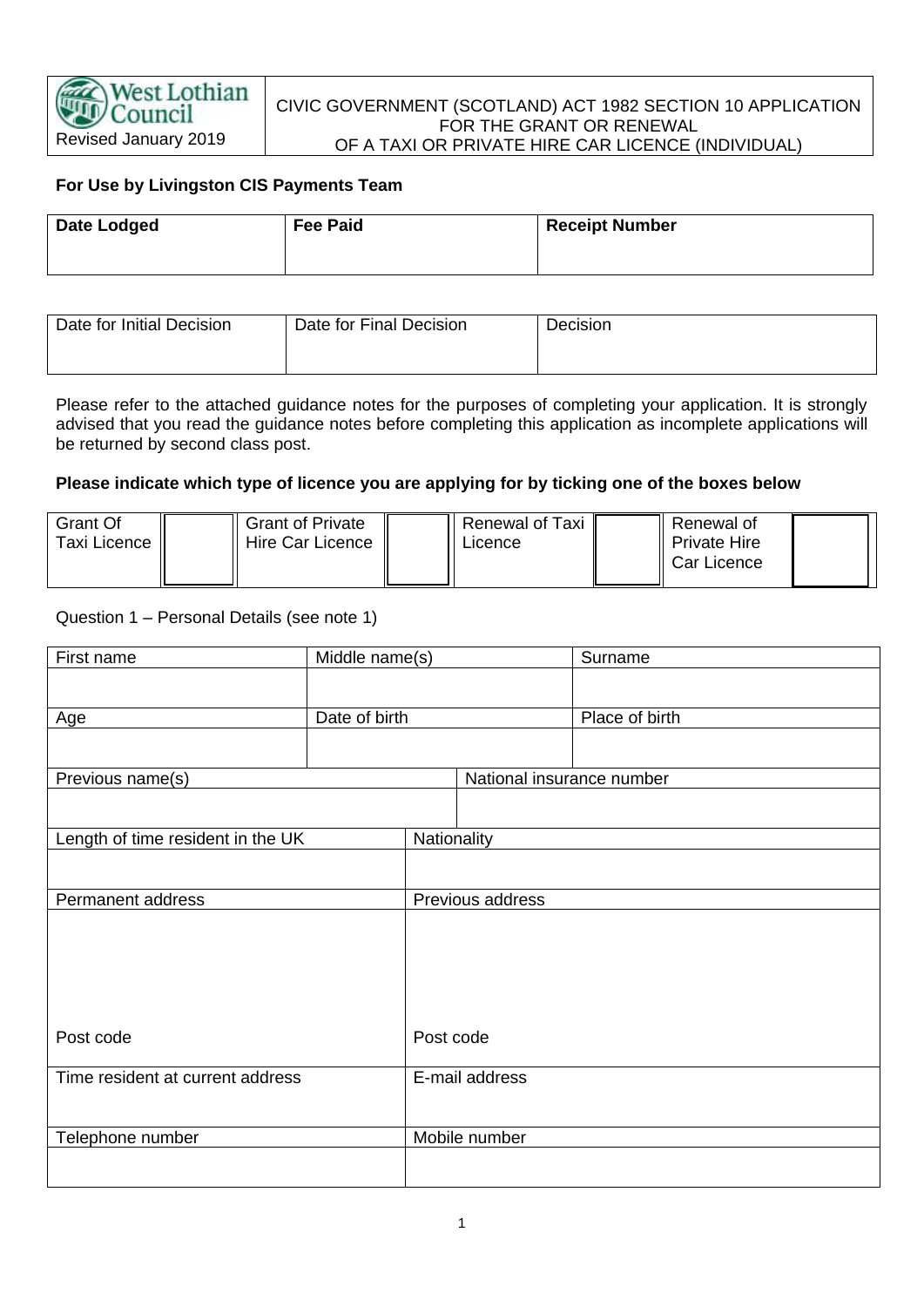West Lothian Council

Revised January 2019

**CIVIC GOVERNMENT (SCOTLAND) ACT 1982 SECTION 10 APPLICATION FOR THE GRANT OR RENEWAL OF A TAXI OR PRIVATE HIRE CAR LICENCE (INDIVIDUAL)**

**For Use by Livingston CIS Payments Team**

| **Date Lodged** | **Fee Paid** | **Receipt Number** |
|---|---|---|
| | | |

| Date for Initial Decision | Date for Final Decision | Decision |
|---|---|---|
| | | |

Please refer to the attached guidance notes for the purposes of completing your application. It is strongly advised that you read the guidance notes before completing this application as incomplete applications will be returned by second class post.

**Please indicate which type of licence you are applying for by ticking one of the boxes below**

| Grant Of Taxi Licence | | Grant of Private Hire Car Licence | | Renewal of Taxi Licence | | Renewal of Private Hire Car Licence | |
|---|---|---|---|---|---|---|---|

Question 1 – Personal Details (see note 1)

| First name | Middle name(s) | Surname |
|---|---|---|
| | | |
| Age | Date of birth | Place of birth |
| | | |

| Previous name(s) | National insurance number |
|---|---|
| | |

| Length of time resident in the UK | Nationality |
|---|---|
| | |
| Permanent address<br><br>Post code | Previous address<br><br>Post code |
| Time resident at current address | E-mail address |
| Telephone number | Mobile number |
| | |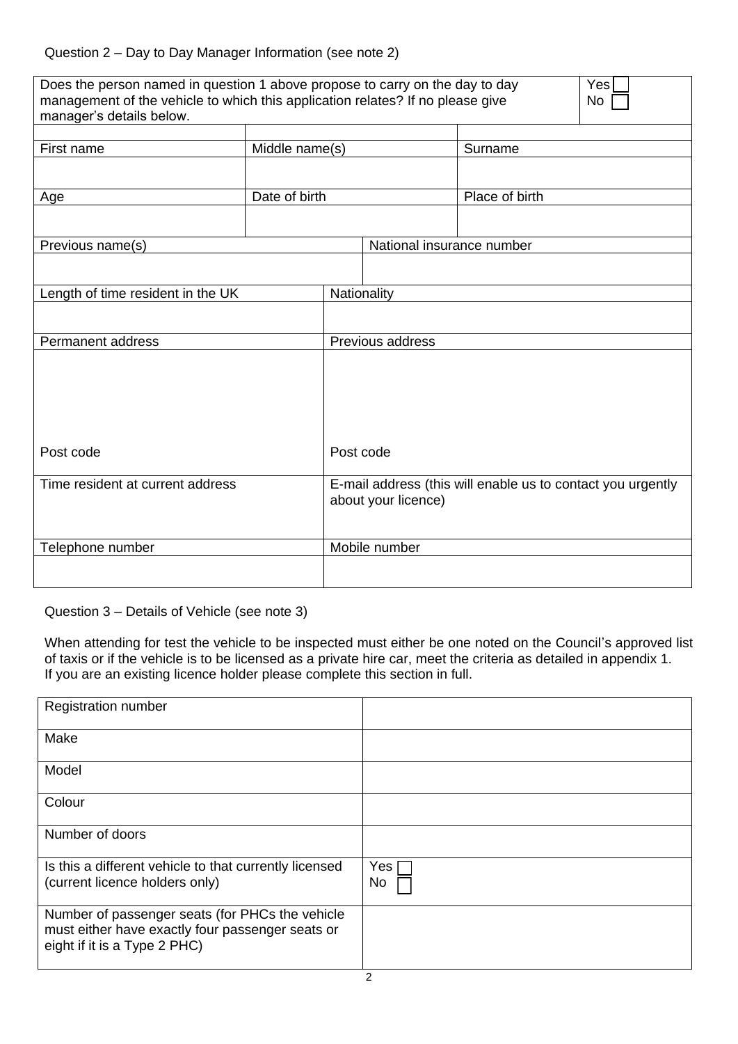Question 2 – Day to Day Manager Information (see note 2)

| Does the person named in question 1 above propose to carry on the day to day management of the vehicle to which this application relates? If no please give manager's details below. | | | Yes ☐<br>No ☐ |
|---|---|---|---|
| First name | Middle name(s) | Surname | |
| | | | |
| Age | Date of birth | Place of birth | |
| | | | |
| Previous name(s) | | National insurance number | |
| | | | |
| Length of time resident in the UK | Nationality | | |
| | | | |
| Permanent address<br><br><br><br>Post code | Previous address<br><br><br><br>Post code | | |
| Time resident at current address | E-mail address (this will enable us to contact you urgently about your licence) | | |
| Telephone number | Mobile number | | |
| | | | |

Question 3 – Details of Vehicle (see note 3)

When attending for test the vehicle to be inspected must either be one noted on the Council's approved list of taxis or if the vehicle is to be licensed as a private hire car, meet the criteria as detailed in appendix 1. If you are an existing licence holder please complete this section in full.

| Registration number | |
|---|---|
| Make | |
| Model | |
| Colour | |
| Number of doors | |
| Is this a different vehicle to that currently licensed (current licence holders only) | Yes ☐<br>No ☐ |
| Number of passenger seats (for PHCs the vehicle must either have exactly four passenger seats or eight if it is a Type 2 PHC) | |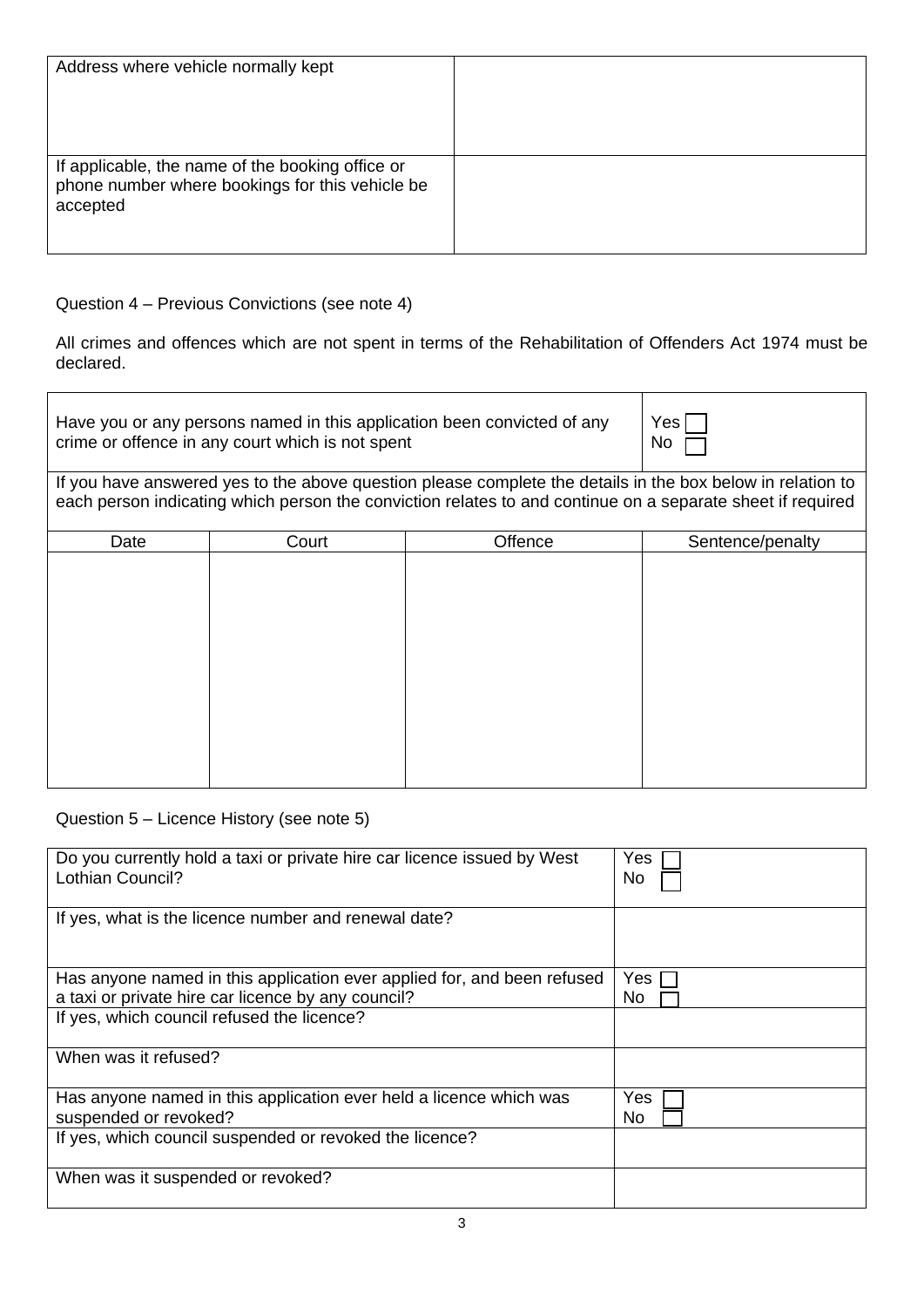| Address where vehicle normally kept | |
|---|---|
| If applicable, the name of the booking office or phone number where bookings for this vehicle be accepted | |

Question 4 – Previous Convictions (see note 4)

All crimes and offences which are not spent in terms of the Rehabilitation of Offenders Act 1974 must be declared.

| Have you or any persons named in this application been convicted of any crime or offence in any court which is not spent | Yes ☐<br>No ☐ |
|---|---|

If you have answered yes to the above question please complete the details in the box below in relation to each person indicating which person the conviction relates to and continue on a separate sheet if required

| Date | Court | Offence | Sentence/penalty |
|---|---|---|---|
| | | | |

Question 5 – Licence History (see note 5)

| Do you currently hold a taxi or private hire car licence issued by West Lothian Council? | Yes ☐<br>No ☐ |
|---|---|
| If yes, what is the licence number and renewal date? | |
| Has anyone named in this application ever applied for, and been refused a taxi or private hire car licence by any council? | Yes ☐<br>No ☐ |
| If yes, which council refused the licence? | |
| When was it refused? | |
| Has anyone named in this application ever held a licence which was suspended or revoked? | Yes ☐<br>No ☐ |
| If yes, which council suspended or revoked the licence? | |
| When was it suspended or revoked? | |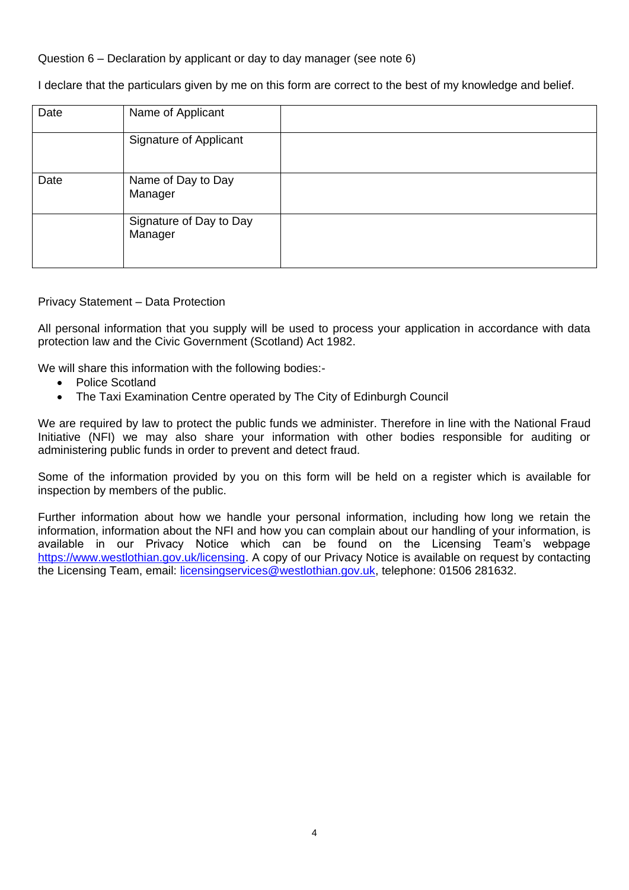Question 6 – Declaration by applicant or day to day manager (see note 6)

I declare that the particulars given by me on this form are correct to the best of my knowledge and belief.

| Date | Name of Applicant | |
|---|---|---|
| | Signature of Applicant | |
| Date | Name of Day to Day Manager | |
| | Signature of Day to Day Manager | |

Privacy Statement – Data Protection

All personal information that you supply will be used to process your application in accordance with data protection law and the Civic Government (Scotland) Act 1982.

We will share this information with the following bodies:-

- Police Scotland
- The Taxi Examination Centre operated by The City of Edinburgh Council

We are required by law to protect the public funds we administer. Therefore in line with the National Fraud Initiative (NFI) we may also share your information with other bodies responsible for auditing or administering public funds in order to prevent and detect fraud.

Some of the information provided by you on this form will be held on a register which is available for inspection by members of the public.

Further information about how we handle your personal information, including how long we retain the information, information about the NFI and how you can complain about our handling of your information, is available in our Privacy Notice which can be found on the Licensing Team's webpage https://www.westlothian.gov.uk/licensing. A copy of our Privacy Notice is available on request by contacting the Licensing Team, email: licensingservices@westlothian.gov.uk, telephone: 01506 281632.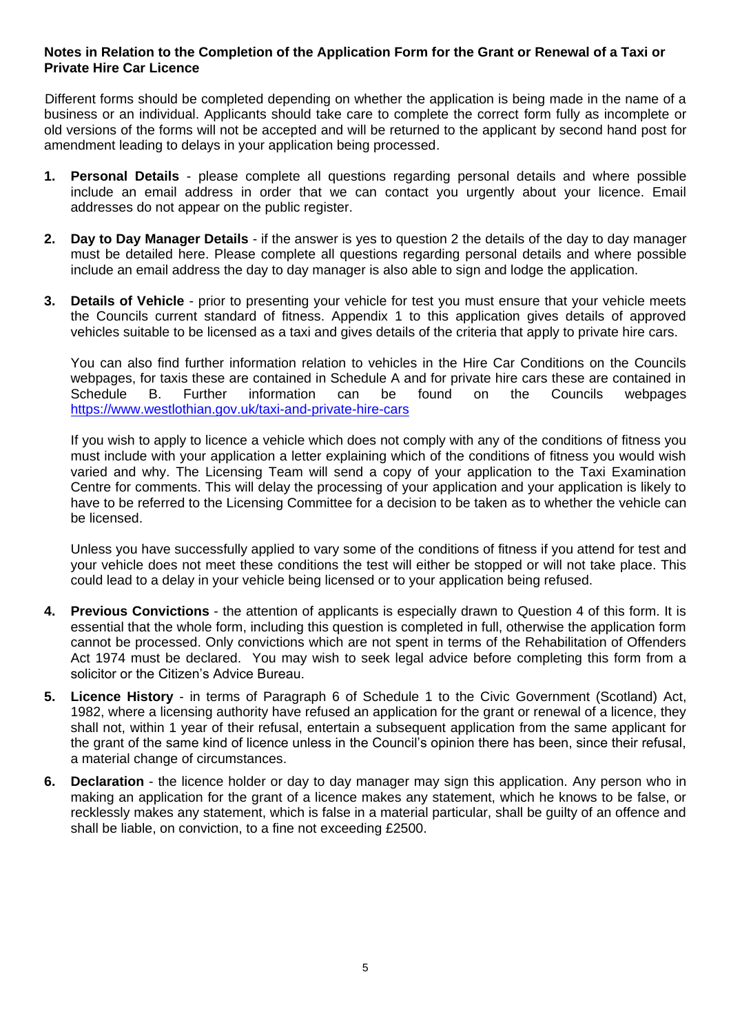**Notes in Relation to the Completion of the Application Form for the Grant or Renewal of a Taxi or Private Hire Car Licence**

Different forms should be completed depending on whether the application is being made in the name of a business or an individual. Applicants should take care to complete the correct form fully as incomplete or old versions of the forms will not be accepted and will be returned to the applicant by second hand post for amendment leading to delays in your application being processed.

1. **Personal Details** - please complete all questions regarding personal details and where possible include an email address in order that we can contact you urgently about your licence. Email addresses do not appear on the public register.

2. **Day to Day Manager Details** - if the answer is yes to question 2 the details of the day to day manager must be detailed here. Please complete all questions regarding personal details and where possible include an email address the day to day manager is also able to sign and lodge the application.

3. **Details of Vehicle** - prior to presenting your vehicle for test you must ensure that your vehicle meets the Councils current standard of fitness. Appendix 1 to this application gives details of approved vehicles suitable to be licensed as a taxi and gives details of the criteria that apply to private hire cars.

   You can also find further information relation to vehicles in the Hire Car Conditions on the Councils webpages, for taxis these are contained in Schedule A and for private hire cars these are contained in Schedule B. Further information can be found on the Councils webpages https://www.westlothian.gov.uk/taxi-and-private-hire-cars

   If you wish to apply to licence a vehicle which does not comply with any of the conditions of fitness you must include with your application a letter explaining which of the conditions of fitness you would wish varied and why. The Licensing Team will send a copy of your application to the Taxi Examination Centre for comments. This will delay the processing of your application and your application is likely to have to be referred to the Licensing Committee for a decision to be taken as to whether the vehicle can be licensed.

   Unless you have successfully applied to vary some of the conditions of fitness if you attend for test and your vehicle does not meet these conditions the test will either be stopped or will not take place. This could lead to a delay in your vehicle being licensed or to your application being refused.

4. **Previous Convictions** - the attention of applicants is especially drawn to Question 4 of this form. It is essential that the whole form, including this question is completed in full, otherwise the application form cannot be processed. Only convictions which are not spent in terms of the Rehabilitation of Offenders Act 1974 must be declared. You may wish to seek legal advice before completing this form from a solicitor or the Citizen's Advice Bureau.

5. **Licence History** - in terms of Paragraph 6 of Schedule 1 to the Civic Government (Scotland) Act, 1982, where a licensing authority have refused an application for the grant or renewal of a licence, they shall not, within 1 year of their refusal, entertain a subsequent application from the same applicant for the grant of the same kind of licence unless in the Council's opinion there has been, since their refusal, a material change of circumstances.

6. **Declaration** - the licence holder or day to day manager may sign this application. Any person who in making an application for the grant of a licence makes any statement, which he knows to be false, or recklessly makes any statement, which is false in a material particular, shall be guilty of an offence and shall be liable, on conviction, to a fine not exceeding £2500.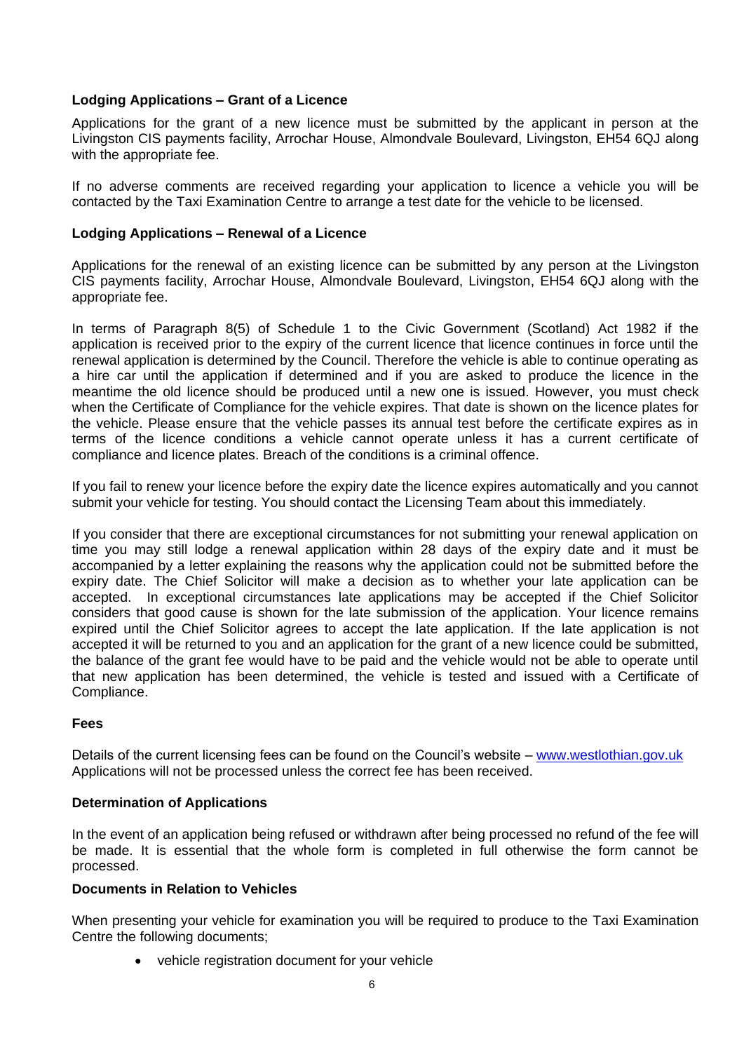**Lodging Applications – Grant of a Licence**

Applications for the grant of a new licence must be submitted by the applicant in person at the Livingston CIS payments facility, Arrochar House, Almondvale Boulevard, Livingston, EH54 6QJ along with the appropriate fee.

If no adverse comments are received regarding your application to licence a vehicle you will be contacted by the Taxi Examination Centre to arrange a test date for the vehicle to be licensed.

**Lodging Applications – Renewal of a Licence**

Applications for the renewal of an existing licence can be submitted by any person at the Livingston CIS payments facility, Arrochar House, Almondvale Boulevard, Livingston, EH54 6QJ along with the appropriate fee.

In terms of Paragraph 8(5) of Schedule 1 to the Civic Government (Scotland) Act 1982 if the application is received prior to the expiry of the current licence that licence continues in force until the renewal application is determined by the Council. Therefore the vehicle is able to continue operating as a hire car until the application if determined and if you are asked to produce the licence in the meantime the old licence should be produced until a new one is issued. However, you must check when the Certificate of Compliance for the vehicle expires. That date is shown on the licence plates for the vehicle. Please ensure that the vehicle passes its annual test before the certificate expires as in terms of the licence conditions a vehicle cannot operate unless it has a current certificate of compliance and licence plates. Breach of the conditions is a criminal offence.

If you fail to renew your licence before the expiry date the licence expires automatically and you cannot submit your vehicle for testing. You should contact the Licensing Team about this immediately.

If you consider that there are exceptional circumstances for not submitting your renewal application on time you may still lodge a renewal application within 28 days of the expiry date and it must be accompanied by a letter explaining the reasons why the application could not be submitted before the expiry date. The Chief Solicitor will make a decision as to whether your late application can be accepted. In exceptional circumstances late applications may be accepted if the Chief Solicitor considers that good cause is shown for the late submission of the application. Your licence remains expired until the Chief Solicitor agrees to accept the late application. If the late application is not accepted it will be returned to you and an application for the grant of a new licence could be submitted, the balance of the grant fee would have to be paid and the vehicle would not be able to operate until that new application has been determined, the vehicle is tested and issued with a Certificate of Compliance.

**Fees**

Details of the current licensing fees can be found on the Council's website – www.westlothian.gov.uk Applications will not be processed unless the correct fee has been received.

**Determination of Applications**

In the event of an application being refused or withdrawn after being processed no refund of the fee will be made. It is essential that the whole form is completed in full otherwise the form cannot be processed.

**Documents in Relation to Vehicles**

When presenting your vehicle for examination you will be required to produce to the Taxi Examination Centre the following documents;

- vehicle registration document for your vehicle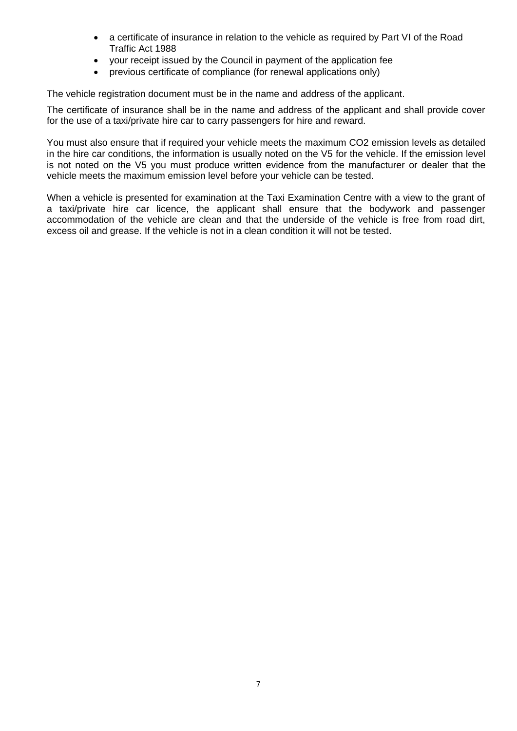- a certificate of insurance in relation to the vehicle as required by Part VI of the Road Traffic Act 1988
- your receipt issued by the Council in payment of the application fee
- previous certificate of compliance (for renewal applications only)

The vehicle registration document must be in the name and address of the applicant.

The certificate of insurance shall be in the name and address of the applicant and shall provide cover for the use of a taxi/private hire car to carry passengers for hire and reward.

You must also ensure that if required your vehicle meets the maximum $CO_2$ emission levels as detailed in the hire car conditions, the information is usually noted on the V5 for the vehicle. If the emission level is not noted on the V5 you must produce written evidence from the manufacturer or dealer that the vehicle meets the maximum emission level before your vehicle can be tested.

When a vehicle is presented for examination at the Taxi Examination Centre with a view to the grant of a taxi/private hire car licence, the applicant shall ensure that the bodywork and passenger accommodation of the vehicle are clean and that the underside of the vehicle is free from road dirt, excess oil and grease. If the vehicle is not in a clean condition it will not be tested.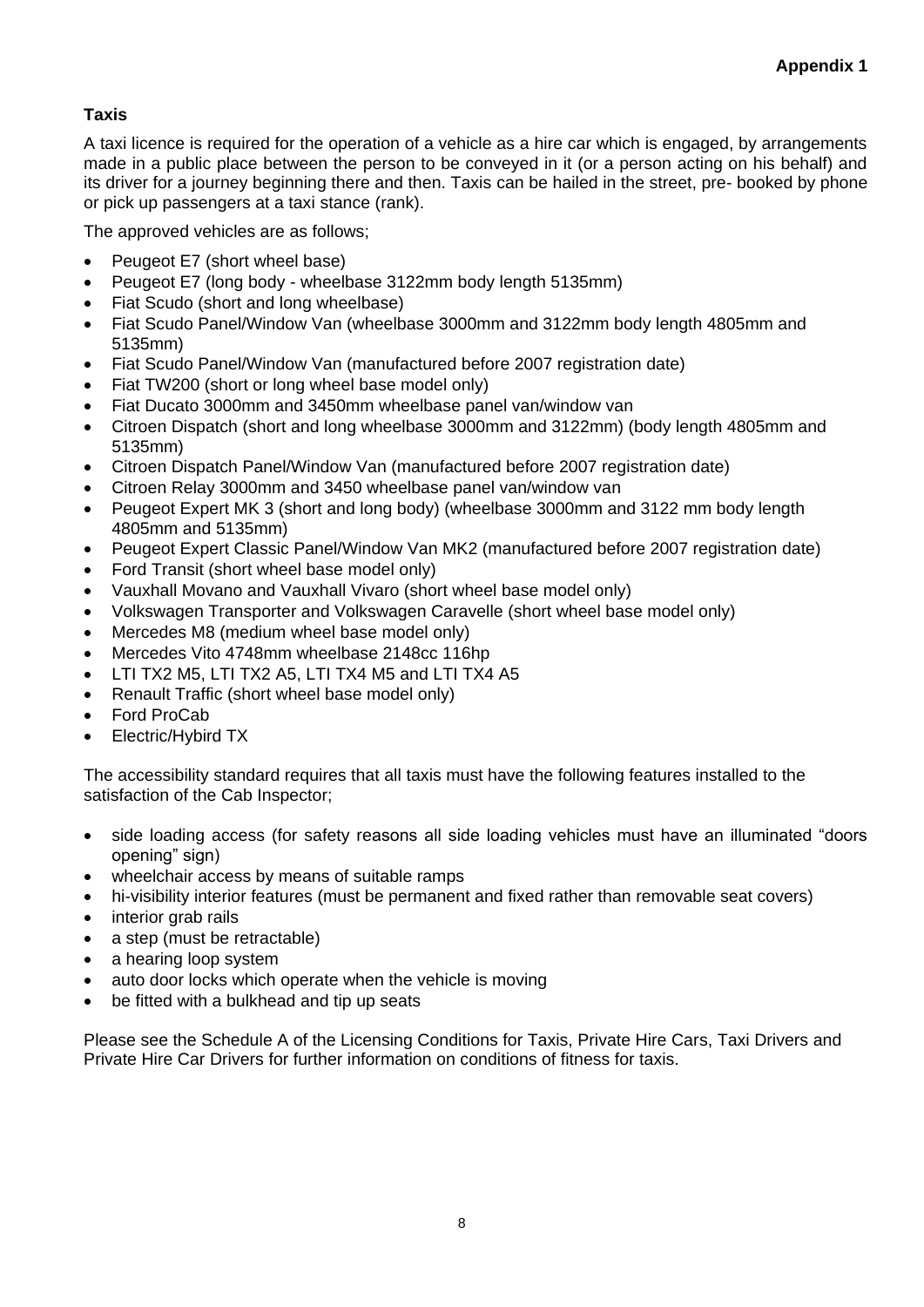**Appendix 1**

## Taxis

A taxi licence is required for the operation of a vehicle as a hire car which is engaged, by arrangements made in a public place between the person to be conveyed in it (or a person acting on his behalf) and its driver for a journey beginning there and then. Taxis can be hailed in the street, pre- booked by phone or pick up passengers at a taxi stance (rank).

The approved vehicles are as follows;

- Peugeot E7 (short wheel base)
- Peugeot E7 (long body - wheelbase 3122mm body length 5135mm)
- Fiat Scudo (short and long wheelbase)
- Fiat Scudo Panel/Window Van (wheelbase 3000mm and 3122mm body length 4805mm and 5135mm)
- Fiat Scudo Panel/Window Van (manufactured before 2007 registration date)
- Fiat TW200 (short or long wheel base model only)
- Fiat Ducato 3000mm and 3450mm wheelbase panel van/window van
- Citroen Dispatch (short and long wheelbase 3000mm and 3122mm) (body length 4805mm and 5135mm)
- Citroen Dispatch Panel/Window Van (manufactured before 2007 registration date)
- Citroen Relay 3000mm and 3450 wheelbase panel van/window van
- Peugeot Expert MK 3 (short and long body) (wheelbase 3000mm and 3122 mm body length 4805mm and 5135mm)
- Peugeot Expert Classic Panel/Window Van MK2 (manufactured before 2007 registration date)
- Ford Transit (short wheel base model only)
- Vauxhall Movano and Vauxhall Vivaro (short wheel base model only)
- Volkswagen Transporter and Volkswagen Caravelle (short wheel base model only)
- Mercedes M8 (medium wheel base model only)
- Mercedes Vito 4748mm wheelbase 2148cc 116hp
- LTI TX2 M5, LTI TX2 A5, LTI TX4 M5 and LTI TX4 A5
- Renault Traffic (short wheel base model only)
- Ford ProCab
- Electric/Hybird TX

The accessibility standard requires that all taxis must have the following features installed to the satisfaction of the Cab Inspector;

- side loading access (for safety reasons all side loading vehicles must have an illuminated "doors opening" sign)
- wheelchair access by means of suitable ramps
- hi-visibility interior features (must be permanent and fixed rather than removable seat covers)
- interior grab rails
- a step (must be retractable)
- a hearing loop system
- auto door locks which operate when the vehicle is moving
- be fitted with a bulkhead and tip up seats

Please see the Schedule A of the Licensing Conditions for Taxis, Private Hire Cars, Taxi Drivers and Private Hire Car Drivers for further information on conditions of fitness for taxis.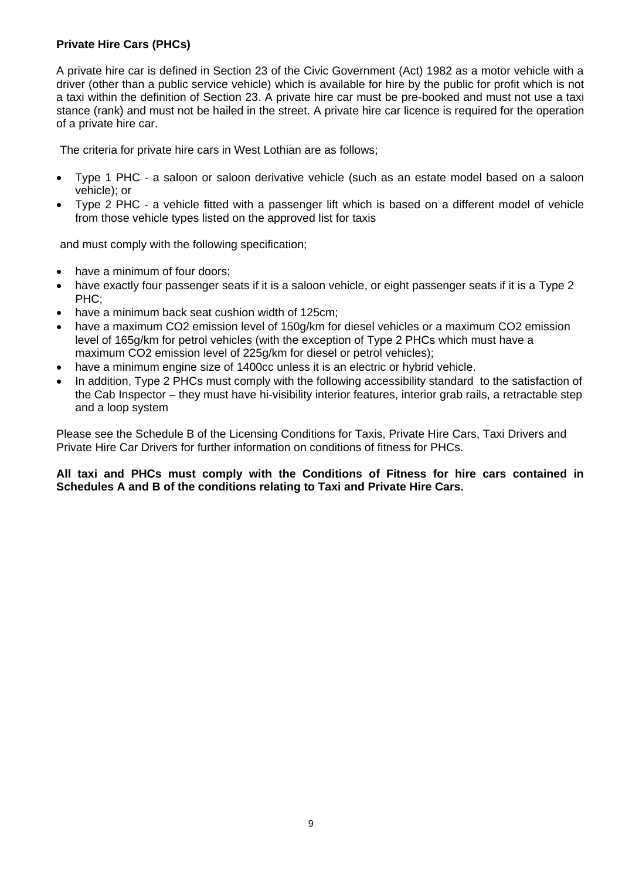**Private Hire Cars (PHCs)**

A private hire car is defined in Section 23 of the Civic Government (Act) 1982 as a motor vehicle with a driver (other than a public service vehicle) which is available for hire by the public for profit which is not a taxi within the definition of Section 23. A private hire car must be pre-booked and must not use a taxi stance (rank) and must not be hailed in the street. A private hire car licence is required for the operation of a private hire car.

The criteria for private hire cars in West Lothian are as follows;

- Type 1 PHC - a saloon or saloon derivative vehicle (such as an estate model based on a saloon vehicle); or
- Type 2 PHC - a vehicle fitted with a passenger lift which is based on a different model of vehicle from those vehicle types listed on the approved list for taxis

and must comply with the following specification;

- have a minimum of four doors;
- have exactly four passenger seats if it is a saloon vehicle, or eight passenger seats if it is a Type 2 PHC;
- have a minimum back seat cushion width of 125cm;
- have a maximum $CO_2$ emission level of 150g/km for diesel vehicles or a maximum $CO_2$ emission level of 165g/km for petrol vehicles (with the exception of Type 2 PHCs which must have a maximum $CO_2$ emission level of 225g/km for diesel or petrol vehicles);
- have a minimum engine size of 1400cc unless it is an electric or hybrid vehicle.
- In addition, Type 2 PHCs must comply with the following accessibility standard to the satisfaction of the Cab Inspector – they must have hi-visibility interior features, interior grab rails, a retractable step and a loop system

Please see the Schedule B of the Licensing Conditions for Taxis, Private Hire Cars, Taxi Drivers and Private Hire Car Drivers for further information on conditions of fitness for PHCs.

**All taxi and PHCs must comply with the Conditions of Fitness for hire cars contained in Schedules A and B of the conditions relating to Taxi and Private Hire Cars.**